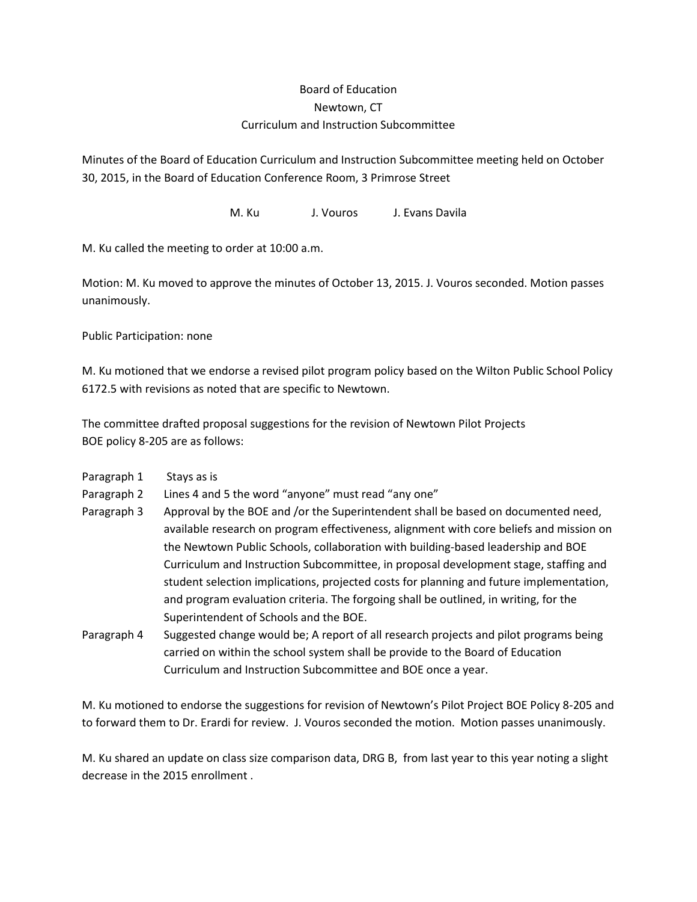# Board of Education
## Newtown, CT
## Curriculum and Instruction Subcommittee

Minutes of the Board of Education Curriculum and Instruction Subcommittee meeting held on October 30, 2015, in the Board of Education Conference Room, 3 Primrose Street

M. Ku　　　J. Vouros　　　J. Evans Davila

M. Ku called the meeting to order at 10:00 a.m.

Motion: M. Ku moved to approve the minutes of October 13, 2015. J. Vouros seconded. Motion passes unanimously.

Public Participation: none

M. Ku motioned that we endorse a revised pilot program policy based on the Wilton Public School Policy 6172.5 with revisions as noted that are specific to Newtown.

The committee drafted proposal suggestions for the revision of Newtown Pilot Projects BOE policy 8-205 are as follows:

- Paragraph 1　Stays as is
- Paragraph 2　Lines 4 and 5 the word "anyone" must read "any one"
- Paragraph 3　Approval by the BOE and /or the Superintendent shall be based on documented need, available research on program effectiveness, alignment with core beliefs and mission on the Newtown Public Schools, collaboration with building-based leadership and BOE Curriculum and Instruction Subcommittee, in proposal development stage, staffing and student selection implications, projected costs for planning and future implementation, and program evaluation criteria. The forgoing shall be outlined, in writing, for the Superintendent of Schools and the BOE.
- Paragraph 4　Suggested change would be; A report of all research projects and pilot programs being carried on within the school system shall be provide to the Board of Education Curriculum and Instruction Subcommittee and BOE once a year.

M. Ku motioned to endorse the suggestions for revision of Newtown's Pilot Project BOE Policy 8-205 and to forward them to Dr. Erardi for review. J. Vouros seconded the motion. Motion passes unanimously.

M. Ku shared an update on class size comparison data, DRG B, from last year to this year noting a slight decrease in the 2015 enrollment .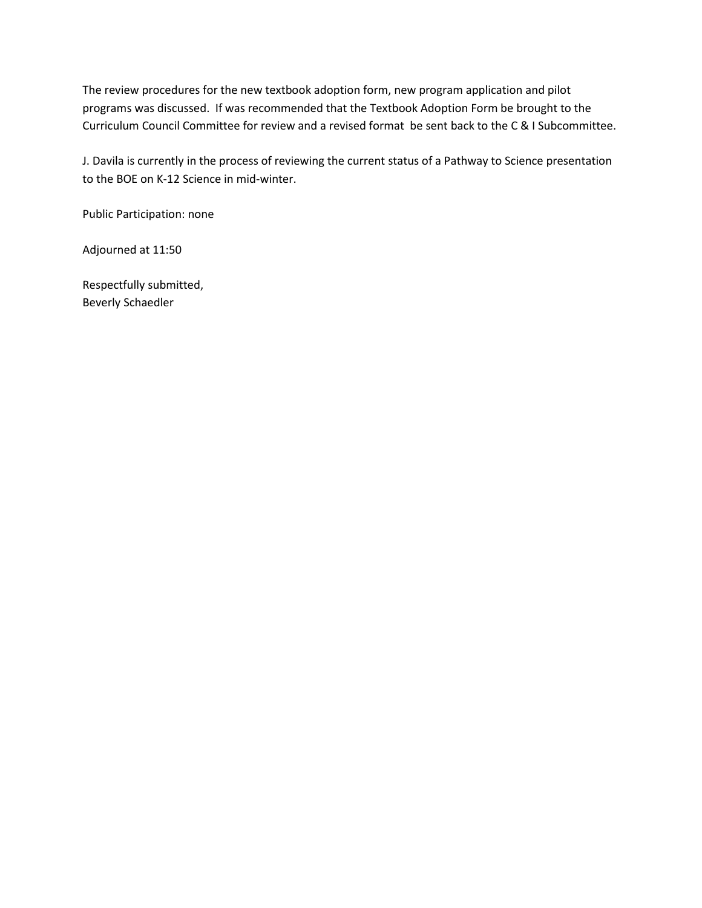The review procedures for the new textbook adoption form, new program application and pilot programs was discussed. If was recommended that the Textbook Adoption Form be brought to the Curriculum Council Committee for review and a revised format be sent back to the C & I Subcommittee.

J. Davila is currently in the process of reviewing the current status of a Pathway to Science presentation to the BOE on K-12 Science in mid-winter.

Public Participation: none

Adjourned at 11:50

Respectfully submitted,
Beverly Schaedler